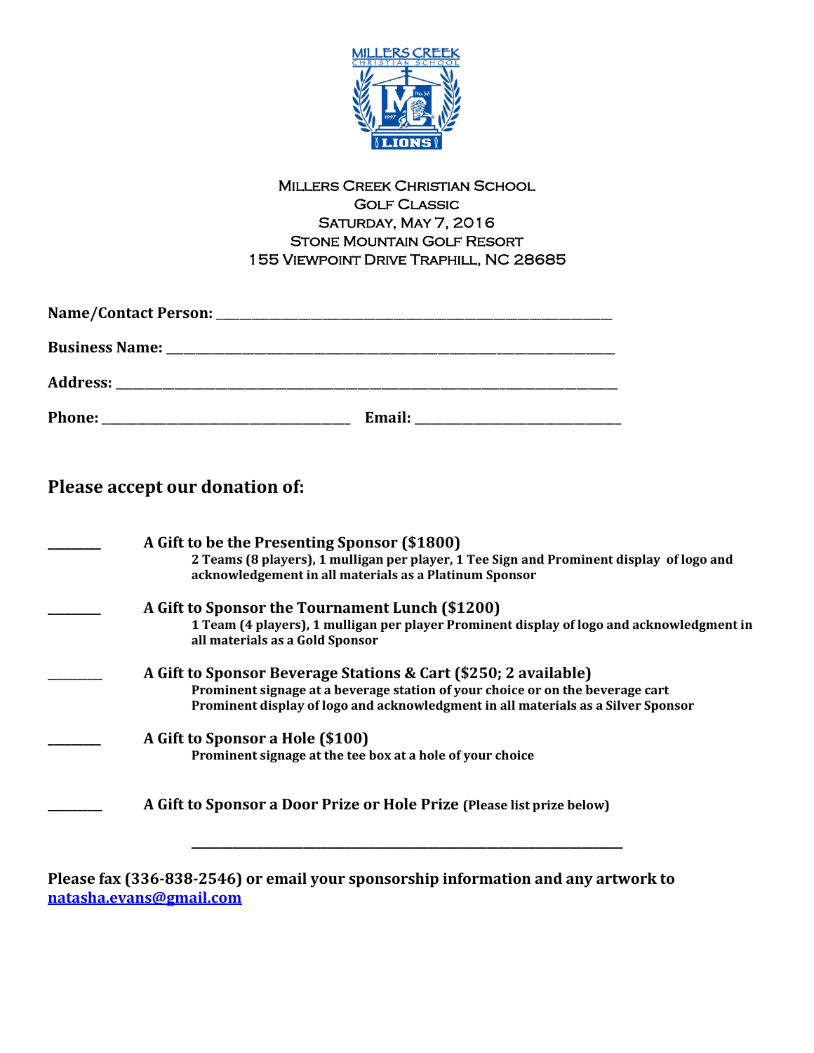# Millers Creek Christian School
## Golf Classic
## Saturday, May 7, 2016
## Stone Mountain Golf Resort
## 155 Viewpoint Drive Traphill, NC 28685

**Name/Contact Person:** ______________________________________________________________

**Business Name:** ______________________________________________________________________

**Address:** ____________________________________________________________________________

**Phone:** ______________________________________ **Email:** _________________________________

## Please accept our donation of:

________ **A Gift to be the Presenting Sponsor ($1800)**
**2 Teams (8 players), 1 mulligan per player, 1 Tee Sign and Prominent display of logo and acknowledgement in all materials as a Platinum Sponsor**

________ **A Gift to Sponsor the Tournament Lunch ($1200)**
**1 Team (4 players), 1 mulligan per player Prominent display of logo and acknowledgment in all materials as a Gold Sponsor**

________ **A Gift to Sponsor Beverage Stations & Cart ($250; 2 available)**
**Prominent signage at a beverage station of your choice or on the beverage cart**
**Prominent display of logo and acknowledgment in all materials as a Silver Sponsor**

________ **A Gift to Sponsor a Hole ($100)**
**Prominent signage at the tee box at a hole of your choice**

________ **A Gift to Sponsor a Door Prize or Hole Prize** (Please list prize below)

____________________________________________________________________

**Please fax (336-838-2546) or email your sponsorship information and any artwork to [natasha.evans@gmail.com](mailto:natasha.evans@gmail.com)**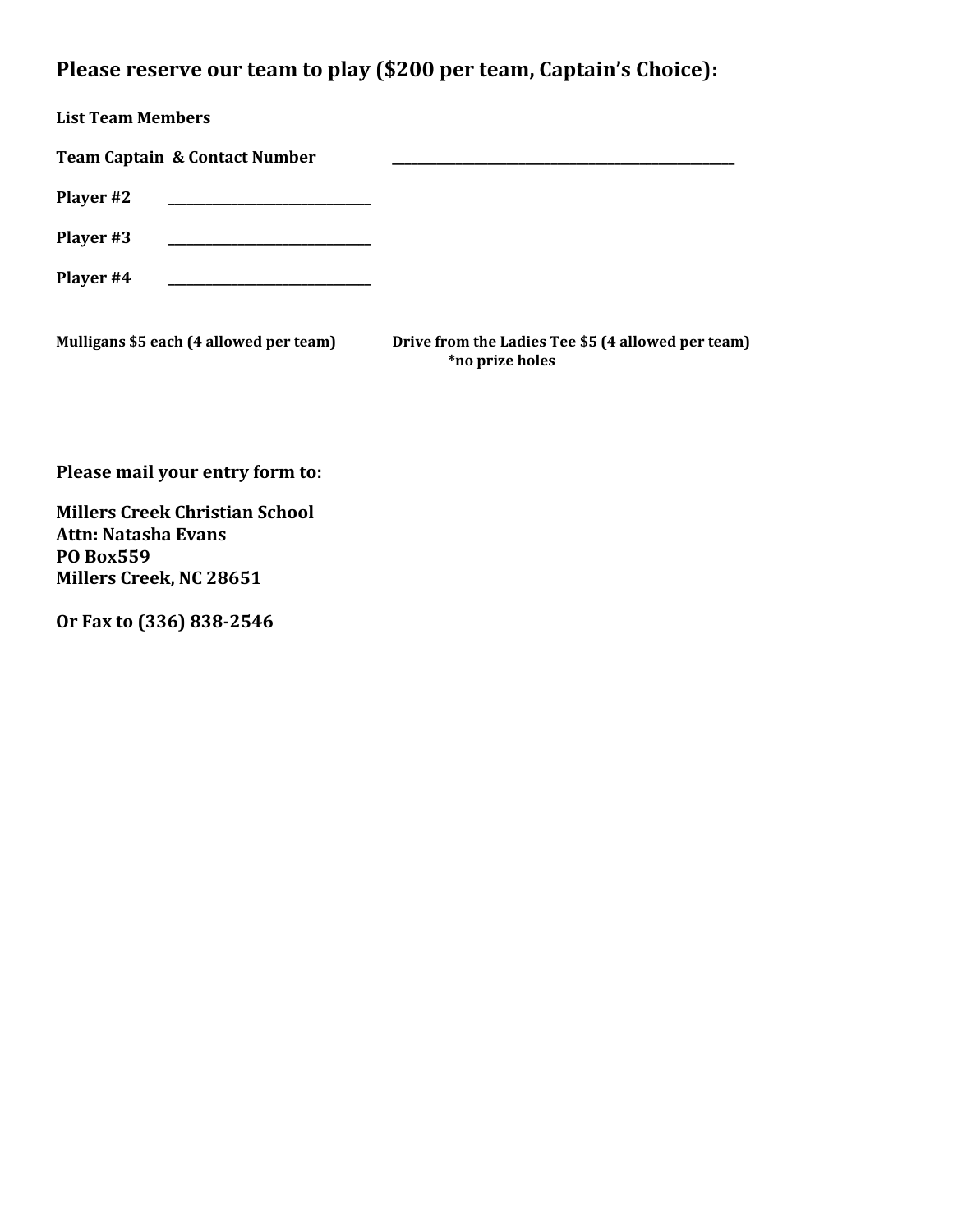## Please reserve our team to play ($200 per team, Captain's Choice):

**List Team Members**

**Team Captain & Contact Number** ______________________________________________

**Player #2** ____________________________

**Player #3** ____________________________

**Player #4** ____________________________

**Mulligans $5 each (4 allowed per team)**

**Drive from the Ladies Tee $5 (4 allowed per team)**
**\*no prize holes**

**Please mail your entry form to:**

**Millers Creek Christian School**
**Attn: Natasha Evans**
**PO Box559**
**Millers Creek, NC 28651**

**Or Fax to (336) 838-2546**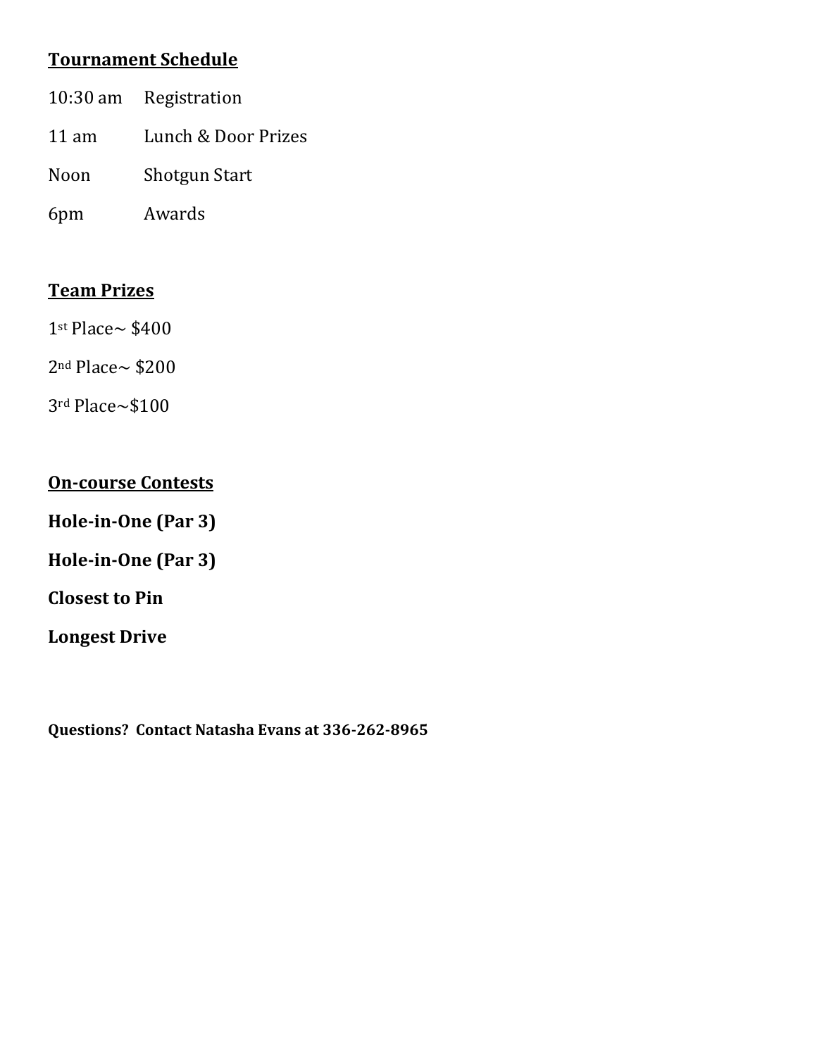**Tournament Schedule**

10:30 am Registration

11 am Lunch & Door Prizes

Noon Shotgun Start

6pm Awards

**Team Prizes**

1st Place~ $400

2nd Place~ $200

3rd Place~$100

**On-course Contests**

**Hole-in-One (Par 3)**

**Hole-in-One (Par 3)**

**Closest to Pin**

**Longest Drive**

**Questions? Contact Natasha Evans at 336-262-8965**